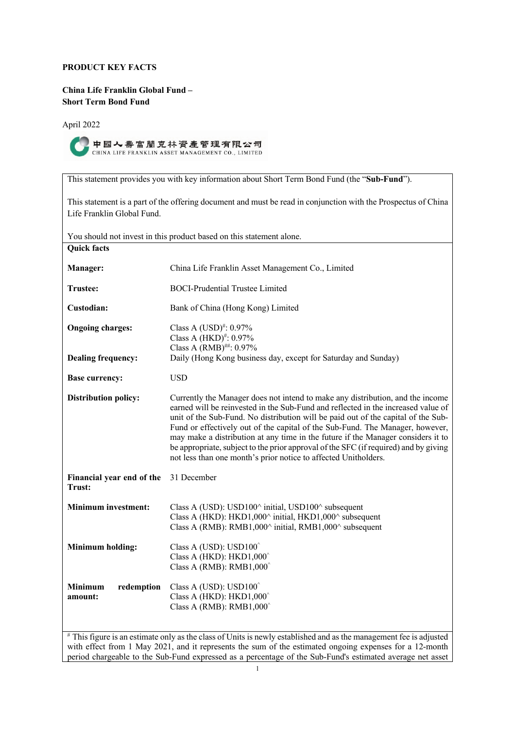**PRODUCT KEY FACTS**

**China Life Franklin Global Fund –**
**Short Term Bond Fund**

April 2022

中國人壽富蘭克林資產管理有限公司
CHINA LIFE FRANKLIN ASSET MANAGEMENT CO., LIMITED

This statement provides you with key information about Short Term Bond Fund (the "**Sub-Fund**").

This statement is a part of the offering document and must be read in conjunction with the Prospectus of China Life Franklin Global Fund.

You should not invest in this product based on this statement alone.

**Quick facts**

| | |
|---|---|
| **Manager:** | China Life Franklin Asset Management Co., Limited |
| **Trustee:** | BOCI-Prudential Trustee Limited |
| **Custodian:** | Bank of China (Hong Kong) Limited |
| **Ongoing charges:** | Class A (USD)#: 0.97%<br>Class A (HKD)#: 0.97%<br>Class A (RMB)##: 0.97% |
| **Dealing frequency:** | Daily (Hong Kong business day, except for Saturday and Sunday) |
| **Base currency:** | USD |
| **Distribution policy:** | Currently the Manager does not intend to make any distribution, and the income earned will be reinvested in the Sub-Fund and reflected in the increased value of unit of the Sub-Fund. No distribution will be paid out of the capital of the Sub-Fund or effectively out of the capital of the Sub-Fund. The Manager, however, may make a distribution at any time in the future if the Manager considers it to be appropriate, subject to the prior approval of the SFC (if required) and by giving not less than one month's prior notice to affected Unitholders. |
| **Financial year end of the Trust:** | 31 December |
| **Minimum investment:** | Class A (USD): USD100^ initial, USD100^ subsequent<br>Class A (HKD): HKD1,000^ initial, HKD1,000^ subsequent<br>Class A (RMB): RMB1,000^ initial, RMB1,000^ subsequent |
| **Minimum holding:** | Class A (USD): USD100^<br>Class A (HKD): HKD1,000^<br>Class A (RMB): RMB1,000^ |
| **Minimum redemption amount:** | Class A (USD): USD100^<br>Class A (HKD): HKD1,000^<br>Class A (RMB): RMB1,000^ |

# This figure is an estimate only as the class of Units is newly established and as the management fee is adjusted with effect from 1 May 2021, and it represents the sum of the estimated ongoing expenses for a 12-month period chargeable to the Sub-Fund expressed as a percentage of the Sub-Fund's estimated average net asset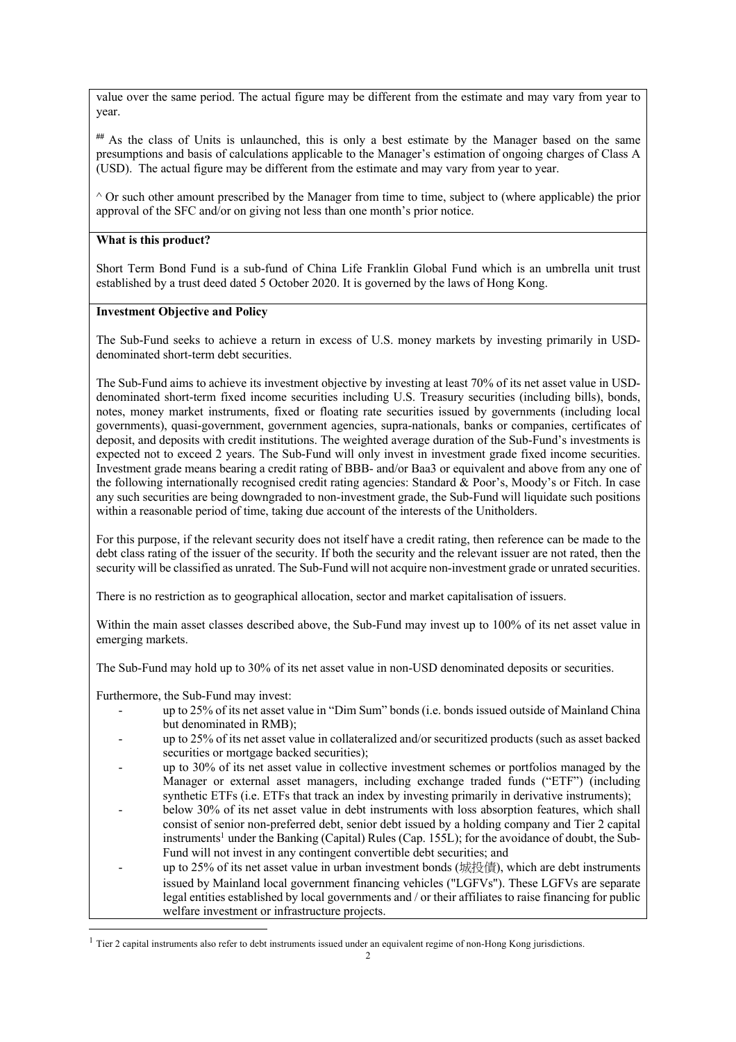value over the same period. The actual figure may be different from the estimate and may vary from year to year.

## As the class of Units is unlaunched, this is only a best estimate by the Manager based on the same presumptions and basis of calculations applicable to the Manager's estimation of ongoing charges of Class A (USD). The actual figure may be different from the estimate and may vary from year to year.

^ Or such other amount prescribed by the Manager from time to time, subject to (where applicable) the prior approval of the SFC and/or on giving not less than one month's prior notice.

**What is this product?**

Short Term Bond Fund is a sub-fund of China Life Franklin Global Fund which is an umbrella unit trust established by a trust deed dated 5 October 2020. It is governed by the laws of Hong Kong.

**Investment Objective and Policy**

The Sub-Fund seeks to achieve a return in excess of U.S. money markets by investing primarily in USD-denominated short-term debt securities.

The Sub-Fund aims to achieve its investment objective by investing at least 70% of its net asset value in USD-denominated short-term fixed income securities including U.S. Treasury securities (including bills), bonds, notes, money market instruments, fixed or floating rate securities issued by governments (including local governments), quasi-government, government agencies, supra-nationals, banks or companies, certificates of deposit, and deposits with credit institutions. The weighted average duration of the Sub-Fund's investments is expected not to exceed 2 years. The Sub-Fund will only invest in investment grade fixed income securities. Investment grade means bearing a credit rating of BBB- and/or Baa3 or equivalent and above from any one of the following internationally recognised credit rating agencies: Standard & Poor's, Moody's or Fitch. In case any such securities are being downgraded to non-investment grade, the Sub-Fund will liquidate such positions within a reasonable period of time, taking due account of the interests of the Unitholders.

For this purpose, if the relevant security does not itself have a credit rating, then reference can be made to the debt class rating of the issuer of the security. If both the security and the relevant issuer are not rated, then the security will be classified as unrated. The Sub-Fund will not acquire non-investment grade or unrated securities.

There is no restriction as to geographical allocation, sector and market capitalisation of issuers.

Within the main asset classes described above, the Sub-Fund may invest up to 100% of its net asset value in emerging markets.

The Sub-Fund may hold up to 30% of its net asset value in non-USD denominated deposits or securities.

Furthermore, the Sub-Fund may invest:

- up to 25% of its net asset value in "Dim Sum" bonds (i.e. bonds issued outside of Mainland China but denominated in RMB);
- up to 25% of its net asset value in collateralized and/or securitized products (such as asset backed securities or mortgage backed securities);
- up to 30% of its net asset value in collective investment schemes or portfolios managed by the Manager or external asset managers, including exchange traded funds ("ETF") (including synthetic ETFs (i.e. ETFs that track an index by investing primarily in derivative instruments);
- below 30% of its net asset value in debt instruments with loss absorption features, which shall consist of senior non-preferred debt, senior debt issued by a holding company and Tier 2 capital instruments[1] under the Banking (Capital) Rules (Cap. 155L); for the avoidance of doubt, the Sub-Fund will not invest in any contingent convertible debt securities; and
- up to 25% of its net asset value in urban investment bonds (城投債), which are debt instruments issued by Mainland local government financing vehicles ("LGFVs"). These LGFVs are separate legal entities established by local governments and / or their affiliates to raise financing for public welfare investment or infrastructure projects.

[1] Tier 2 capital instruments also refer to debt instruments issued under an equivalent regime of non-Hong Kong jurisdictions.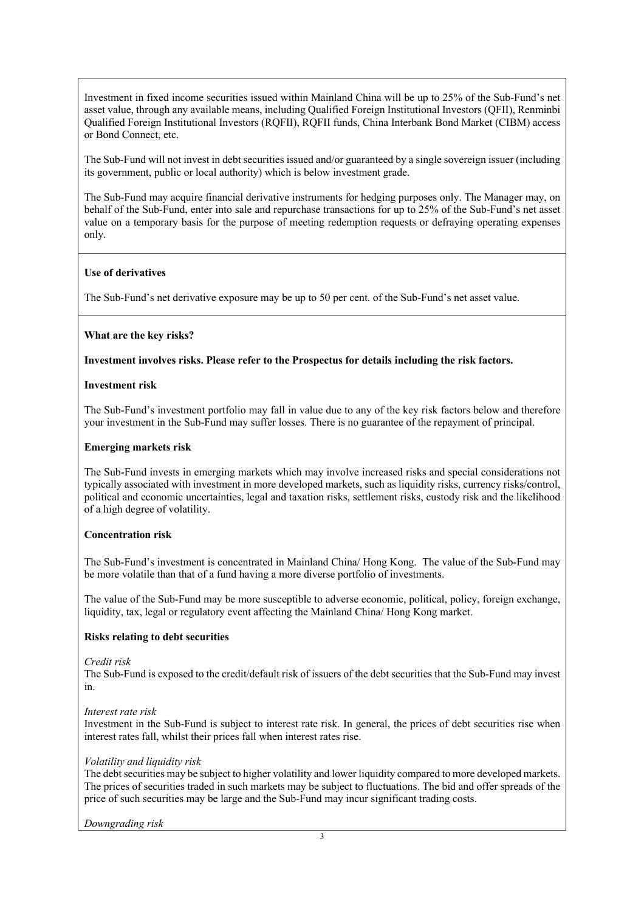Investment in fixed income securities issued within Mainland China will be up to 25% of the Sub-Fund's net asset value, through any available means, including Qualified Foreign Institutional Investors (QFII), Renminbi Qualified Foreign Institutional Investors (RQFII), RQFII funds, China Interbank Bond Market (CIBM) access or Bond Connect, etc.

The Sub-Fund will not invest in debt securities issued and/or guaranteed by a single sovereign issuer (including its government, public or local authority) which is below investment grade.

The Sub-Fund may acquire financial derivative instruments for hedging purposes only. The Manager may, on behalf of the Sub-Fund, enter into sale and repurchase transactions for up to 25% of the Sub-Fund's net asset value on a temporary basis for the purpose of meeting redemption requests or defraying operating expenses only.

**Use of derivatives**

The Sub-Fund's net derivative exposure may be up to 50 per cent. of the Sub-Fund's net asset value.

**What are the key risks?**

**Investment involves risks. Please refer to the Prospectus for details including the risk factors.**

**Investment risk**

The Sub-Fund's investment portfolio may fall in value due to any of the key risk factors below and therefore your investment in the Sub-Fund may suffer losses. There is no guarantee of the repayment of principal.

**Emerging markets risk**

The Sub-Fund invests in emerging markets which may involve increased risks and special considerations not typically associated with investment in more developed markets, such as liquidity risks, currency risks/control, political and economic uncertainties, legal and taxation risks, settlement risks, custody risk and the likelihood of a high degree of volatility.

**Concentration risk**

The Sub-Fund's investment is concentrated in Mainland China/ Hong Kong. The value of the Sub-Fund may be more volatile than that of a fund having a more diverse portfolio of investments.

The value of the Sub-Fund may be more susceptible to adverse economic, political, policy, foreign exchange, liquidity, tax, legal or regulatory event affecting the Mainland China/ Hong Kong market.

**Risks relating to debt securities**

*Credit risk*
The Sub-Fund is exposed to the credit/default risk of issuers of the debt securities that the Sub-Fund may invest in.

*Interest rate risk*
Investment in the Sub-Fund is subject to interest rate risk. In general, the prices of debt securities rise when interest rates fall, whilst their prices fall when interest rates rise.

*Volatility and liquidity risk*
The debt securities may be subject to higher volatility and lower liquidity compared to more developed markets. The prices of securities traded in such markets may be subject to fluctuations. The bid and offer spreads of the price of such securities may be large and the Sub-Fund may incur significant trading costs.

*Downgrading risk*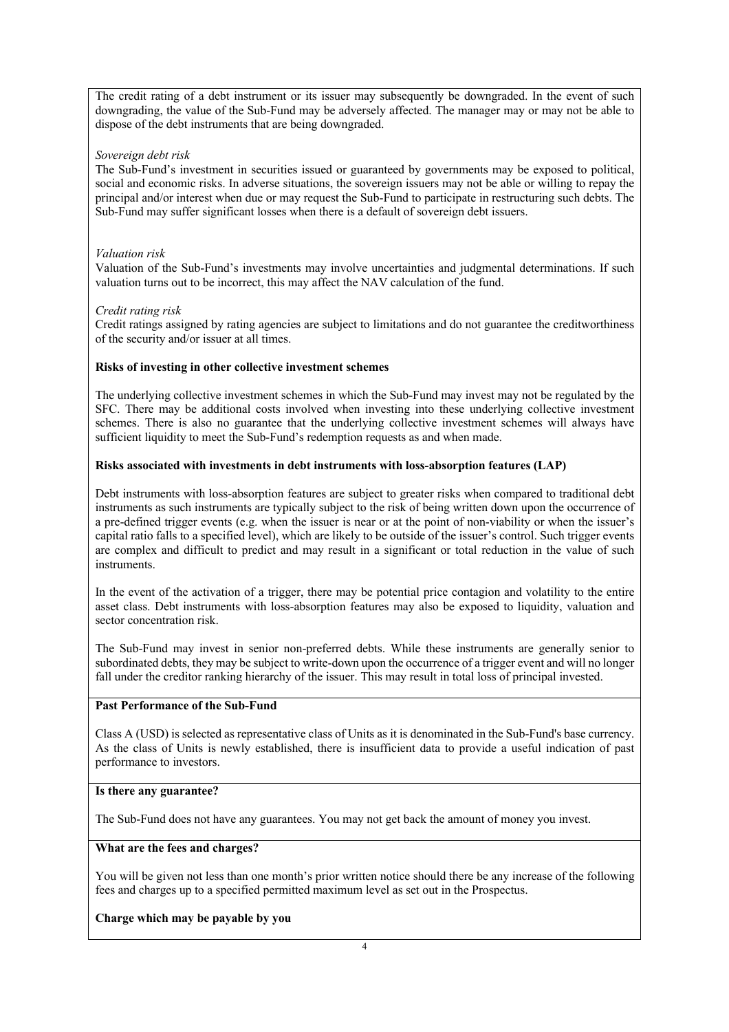The credit rating of a debt instrument or its issuer may subsequently be downgraded. In the event of such downgrading, the value of the Sub-Fund may be adversely affected. The manager may or may not be able to dispose of the debt instruments that are being downgraded.

*Sovereign debt risk*

The Sub-Fund's investment in securities issued or guaranteed by governments may be exposed to political, social and economic risks. In adverse situations, the sovereign issuers may not be able or willing to repay the principal and/or interest when due or may request the Sub-Fund to participate in restructuring such debts. The Sub-Fund may suffer significant losses when there is a default of sovereign debt issuers.

*Valuation risk*

Valuation of the Sub-Fund's investments may involve uncertainties and judgmental determinations. If such valuation turns out to be incorrect, this may affect the NAV calculation of the fund.

*Credit rating risk*

Credit ratings assigned by rating agencies are subject to limitations and do not guarantee the creditworthiness of the security and/or issuer at all times.

**Risks of investing in other collective investment schemes**

The underlying collective investment schemes in which the Sub-Fund may invest may not be regulated by the SFC. There may be additional costs involved when investing into these underlying collective investment schemes. There is also no guarantee that the underlying collective investment schemes will always have sufficient liquidity to meet the Sub-Fund's redemption requests as and when made.

**Risks associated with investments in debt instruments with loss-absorption features (LAP)**

Debt instruments with loss-absorption features are subject to greater risks when compared to traditional debt instruments as such instruments are typically subject to the risk of being written down upon the occurrence of a pre-defined trigger events (e.g. when the issuer is near or at the point of non-viability or when the issuer's capital ratio falls to a specified level), which are likely to be outside of the issuer's control. Such trigger events are complex and difficult to predict and may result in a significant or total reduction in the value of such instruments.

In the event of the activation of a trigger, there may be potential price contagion and volatility to the entire asset class. Debt instruments with loss-absorption features may also be exposed to liquidity, valuation and sector concentration risk.

The Sub-Fund may invest in senior non-preferred debts. While these instruments are generally senior to subordinated debts, they may be subject to write-down upon the occurrence of a trigger event and will no longer fall under the creditor ranking hierarchy of the issuer. This may result in total loss of principal invested.

**Past Performance of the Sub-Fund**

Class A (USD) is selected as representative class of Units as it is denominated in the Sub-Fund's base currency. As the class of Units is newly established, there is insufficient data to provide a useful indication of past performance to investors.

**Is there any guarantee?**

The Sub-Fund does not have any guarantees. You may not get back the amount of money you invest.

**What are the fees and charges?**

You will be given not less than one month's prior written notice should there be any increase of the following fees and charges up to a specified permitted maximum level as set out in the Prospectus.

**Charge which may be payable by you**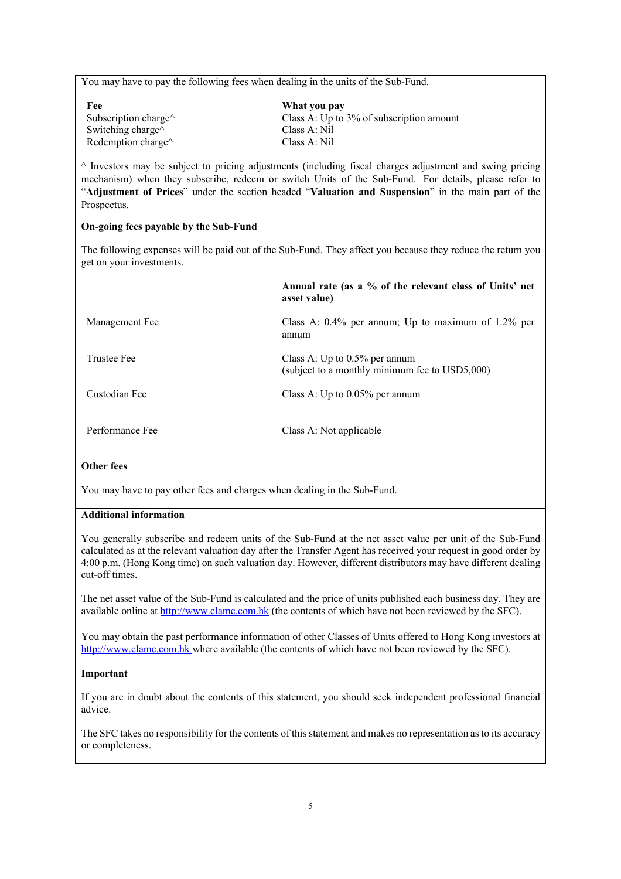You may have to pay the following fees when dealing in the units of the Sub-Fund.

| Fee | What you pay |
|---|---|
| Subscription charge^ | Class A: Up to 3% of subscription amount |
| Switching charge^ | Class A: Nil |
| Redemption charge^ | Class A: Nil |

^ Investors may be subject to pricing adjustments (including fiscal charges adjustment and swing pricing mechanism) when they subscribe, redeem or switch Units of the Sub-Fund. For details, please refer to "**Adjustment of Prices**" under the section headed "**Valuation and Suspension**" in the main part of the Prospectus.

**On-going fees payable by the Sub-Fund**

The following expenses will be paid out of the Sub-Fund. They affect you because they reduce the return you get on your investments.

| | Annual rate (as a % of the relevant class of Units' net asset value) |
|---|---|
| Management Fee | Class A: 0.4% per annum; Up to maximum of 1.2% per annum |
| Trustee Fee | Class A: Up to 0.5% per annum (subject to a monthly minimum fee to USD5,000) |
| Custodian Fee | Class A: Up to 0.05% per annum |
| Performance Fee | Class A: Not applicable |

**Other fees**

You may have to pay other fees and charges when dealing in the Sub-Fund.

**Additional information**

You generally subscribe and redeem units of the Sub-Fund at the net asset value per unit of the Sub-Fund calculated as at the relevant valuation day after the Transfer Agent has received your request in good order by 4:00 p.m. (Hong Kong time) on such valuation day. However, different distributors may have different dealing cut-off times.

The net asset value of the Sub-Fund is calculated and the price of units published each business day. They are available online at http://www.clamc.com.hk (the contents of which have not been reviewed by the SFC).

You may obtain the past performance information of other Classes of Units offered to Hong Kong investors at http://www.clamc.com.hk where available (the contents of which have not been reviewed by the SFC).

**Important**

If you are in doubt about the contents of this statement, you should seek independent professional financial advice.

The SFC takes no responsibility for the contents of this statement and makes no representation as to its accuracy or completeness.